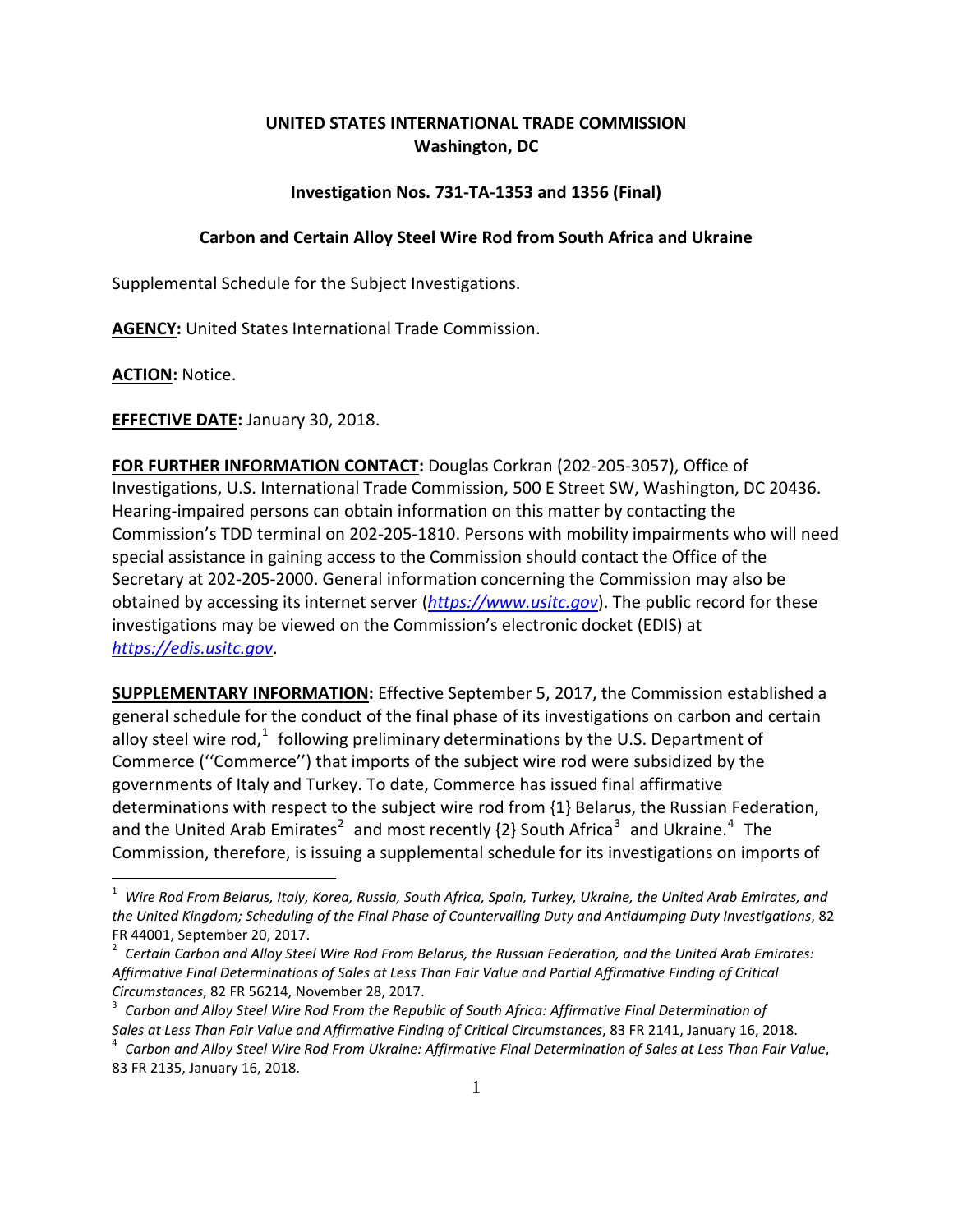**UNITED STATES INTERNATIONAL TRADE COMMISSION**
**Washington, DC**

**Investigation Nos. 731-TA-1353 and 1356 (Final)**

**Carbon and Certain Alloy Steel Wire Rod from South Africa and Ukraine**

Supplemental Schedule for the Subject Investigations.

**AGENCY:** United States International Trade Commission.

**ACTION:** Notice.

**EFFECTIVE DATE:** January 30, 2018.

**FOR FURTHER INFORMATION CONTACT:** Douglas Corkran (202-205-3057), Office of Investigations, U.S. International Trade Commission, 500 E Street SW, Washington, DC 20436. Hearing-impaired persons can obtain information on this matter by contacting the Commission's TDD terminal on 202-205-1810. Persons with mobility impairments who will need special assistance in gaining access to the Commission should contact the Office of the Secretary at 202-205-2000. General information concerning the Commission may also be obtained by accessing its internet server (*https://www.usitc.gov*). The public record for these investigations may be viewed on the Commission's electronic docket (EDIS) at *https://edis.usitc.gov*.

**SUPPLEMENTARY INFORMATION:** Effective September 5, 2017, the Commission established a general schedule for the conduct of the final phase of its investigations on carbon and certain alloy steel wire rod,[1] following preliminary determinations by the U.S. Department of Commerce (''Commerce'') that imports of the subject wire rod were subsidized by the governments of Italy and Turkey. To date, Commerce has issued final affirmative determinations with respect to the subject wire rod from {1} Belarus, the Russian Federation, and the United Arab Emirates[2] and most recently {2} South Africa[3] and Ukraine.[4] The Commission, therefore, is issuing a supplemental schedule for its investigations on imports of

---

[1] *Wire Rod From Belarus, Italy, Korea, Russia, South Africa, Spain, Turkey, Ukraine, the United Arab Emirates, and the United Kingdom; Scheduling of the Final Phase of Countervailing Duty and Antidumping Duty Investigations*, 82 FR 44001, September 20, 2017.

[2] *Certain Carbon and Alloy Steel Wire Rod From Belarus, the Russian Federation, and the United Arab Emirates: Affirmative Final Determinations of Sales at Less Than Fair Value and Partial Affirmative Finding of Critical Circumstances*, 82 FR 56214, November 28, 2017.

[3] *Carbon and Alloy Steel Wire Rod From the Republic of South Africa: Affirmative Final Determination of Sales at Less Than Fair Value and Affirmative Finding of Critical Circumstances*, 83 FR 2141, January 16, 2018.

[4] *Carbon and Alloy Steel Wire Rod From Ukraine: Affirmative Final Determination of Sales at Less Than Fair Value*, 83 FR 2135, January 16, 2018.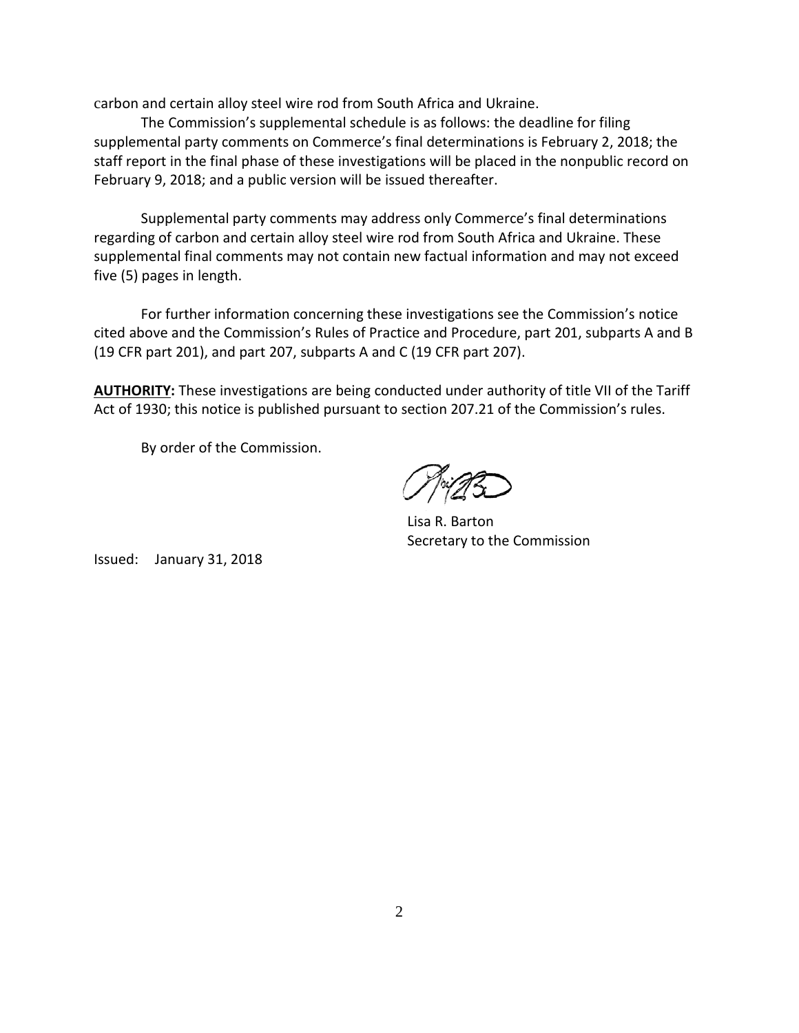carbon and certain alloy steel wire rod from South Africa and Ukraine.

The Commission's supplemental schedule is as follows: the deadline for filing supplemental party comments on Commerce's final determinations is February 2, 2018; the staff report in the final phase of these investigations will be placed in the nonpublic record on February 9, 2018; and a public version will be issued thereafter.

Supplemental party comments may address only Commerce's final determinations regarding of carbon and certain alloy steel wire rod from South Africa and Ukraine. These supplemental final comments may not contain new factual information and may not exceed five (5) pages in length.

For further information concerning these investigations see the Commission's notice cited above and the Commission's Rules of Practice and Procedure, part 201, subparts A and B (19 CFR part 201), and part 207, subparts A and C (19 CFR part 207).

**AUTHORITY:** These investigations are being conducted under authority of title VII of the Tariff Act of 1930; this notice is published pursuant to section 207.21 of the Commission's rules.

By order of the Commission.

Lisa R. Barton
Secretary to the Commission

Issued: January 31, 2018